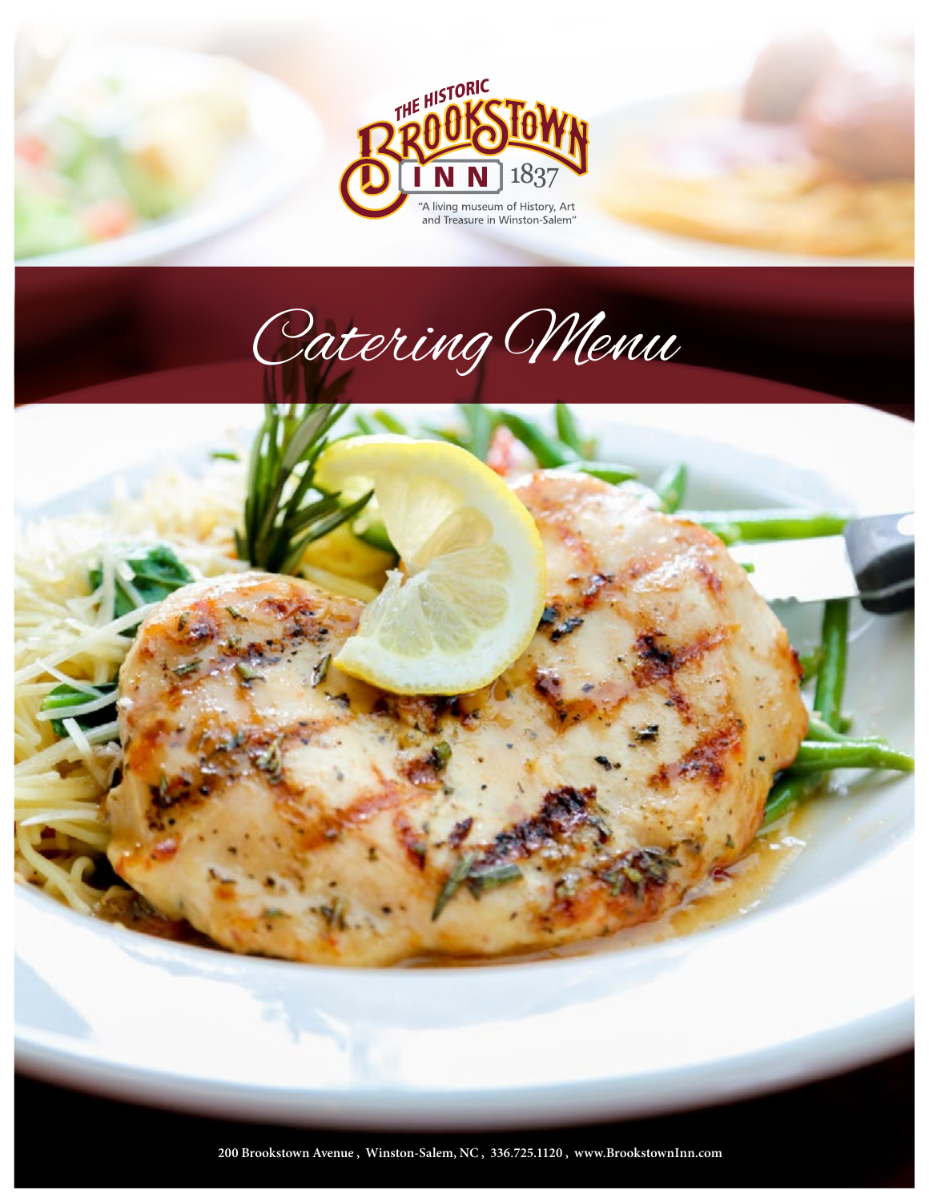THE HISTORIC BROOKSTOWN INN 1837

"A living museum of History, Art and Treasure in Winston-Salem"

# Catering Menu

**200 Brookstown Avenue , Winston-Salem, NC , 336.725.1120 , www.BrookstownInn.com**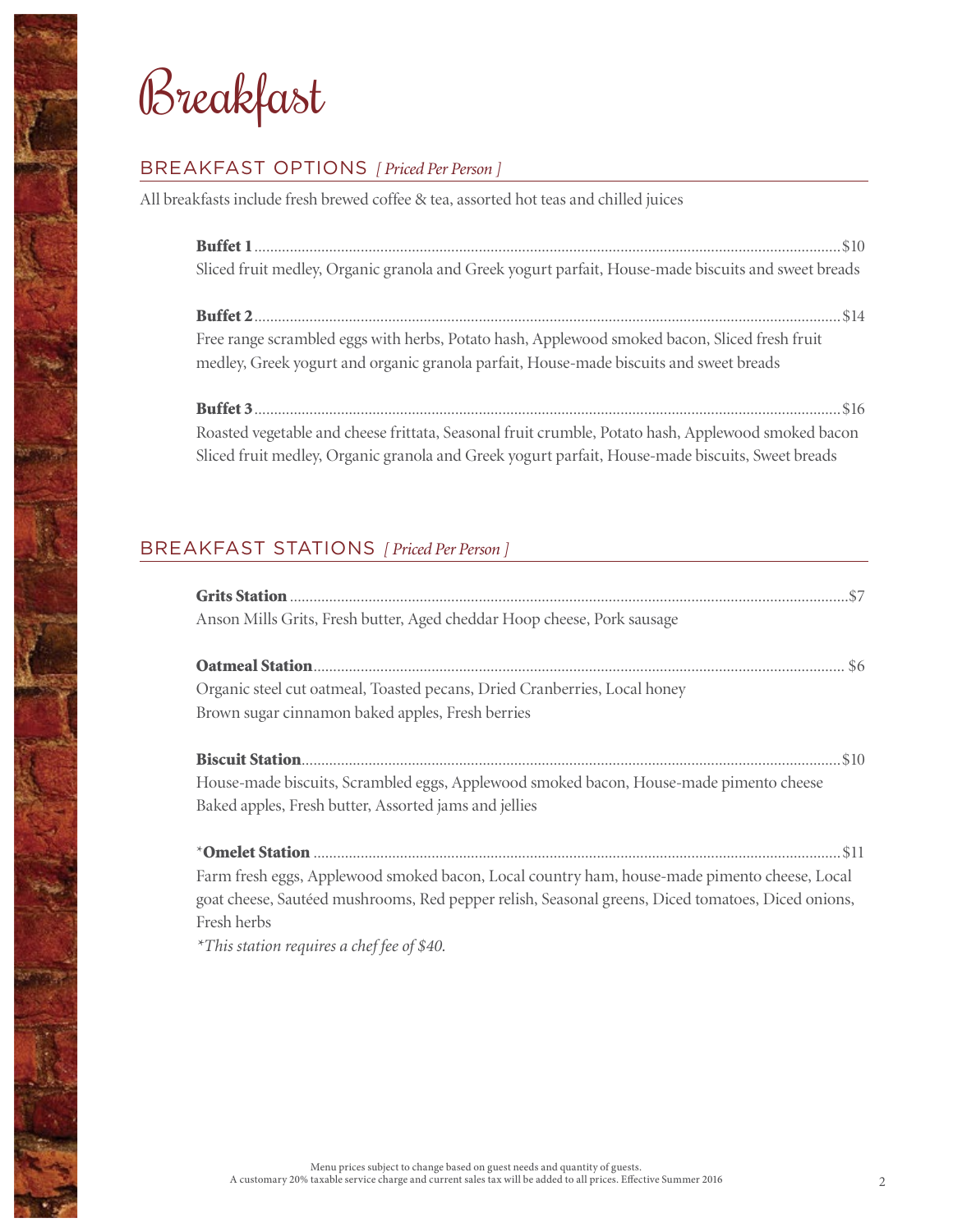# Breakfast

## BREAKFAST OPTIONS *[ Priced Per Person ]*

All breakfasts include fresh brewed coffee & tea, assorted hot teas and chilled juices

**Buffet 1** .................................................. $10
Sliced fruit medley, Organic granola and Greek yogurt parfait, House-made biscuits and sweet breads

**Buffet 2** .................................................. $14
Free range scrambled eggs with herbs, Potato hash, Applewood smoked bacon, Sliced fresh fruit medley, Greek yogurt and organic granola parfait, House-made biscuits and sweet breads

**Buffet 3** .................................................. $16
Roasted vegetable and cheese frittata, Seasonal fruit crumble, Potato hash, Applewood smoked bacon Sliced fruit medley, Organic granola and Greek yogurt parfait, House-made biscuits, Sweet breads

## BREAKFAST STATIONS *[ Priced Per Person ]*

**Grits Station** .................................................. $7
Anson Mills Grits, Fresh butter, Aged cheddar Hoop cheese, Pork sausage

**Oatmeal Station** .................................................. $6
Organic steel cut oatmeal, Toasted pecans, Dried Cranberries, Local honey
Brown sugar cinnamon baked apples, Fresh berries

**Biscuit Station** .................................................. $10
House-made biscuits, Scrambled eggs, Applewood smoked bacon, House-made pimento cheese
Baked apples, Fresh butter, Assorted jams and jellies

*__Omelet Station__ .................................................. $11
Farm fresh eggs, Applewood smoked bacon, Local country ham, house-made pimento cheese, Local goat cheese, Sautéed mushrooms, Red pepper relish, Seasonal greens, Diced tomatoes, Diced onions, Fresh herbs
*\*This station requires a chef fee of $40.*

Menu prices subject to change based on guest needs and quantity of guests.
A customary 20% taxable service charge and current sales tax will be added to all prices. Effective Summer 2016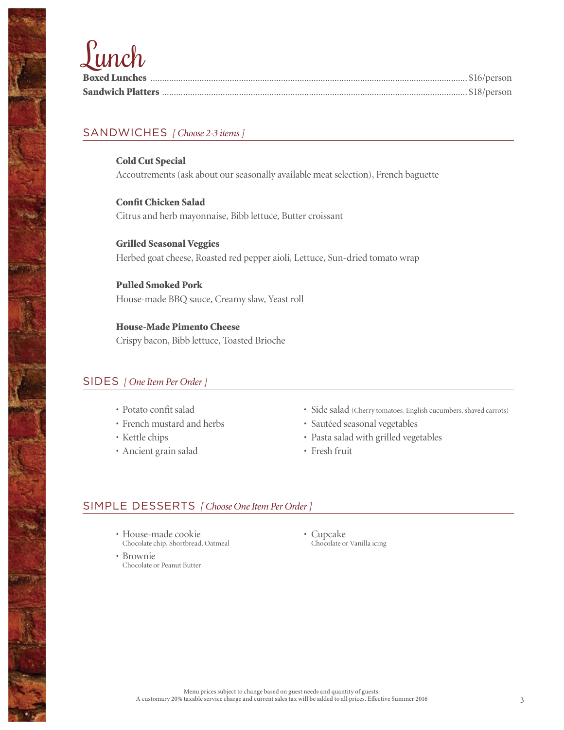# Lunch

**Boxed Lunches** ........ $16/person
**Sandwich Platters** ........ $18/person

## SANDWICHES *[ Choose 2-3 items ]*

**Cold Cut Special**
Accoutrements (ask about our seasonally available meat selection), French baguette

**Confit Chicken Salad**
Citrus and herb mayonnaise, Bibb lettuce, Butter croissant

**Grilled Seasonal Veggies**
Herbed goat cheese, Roasted red pepper aioli, Lettuce, Sun-dried tomato wrap

**Pulled Smoked Pork**
House-made BBQ sauce, Creamy slaw, Yeast roll

**House-Made Pimento Cheese**
Crispy bacon, Bibb lettuce, Toasted Brioche

## SIDES *[ One Item Per Order ]*

- Potato confit salad
- French mustard and herbs
- Kettle chips
- Ancient grain salad
- Side salad (Cherry tomatoes, English cucumbers, shaved carrots)
- Sautéed seasonal vegetables
- Pasta salad with grilled vegetables
- Fresh fruit

## SIMPLE DESSERTS *[ Choose One Item Per Order ]*

- House-made cookie
  Chocolate chip, Shortbread, Oatmeal
- Brownie
  Chocolate or Peanut Butter
- Cupcake
  Chocolate or Vanilla icing

Menu prices subject to change based on guest needs and quantity of guests.
A customary 20% taxable service charge and current sales tax will be added to all prices. Effective Summer 2016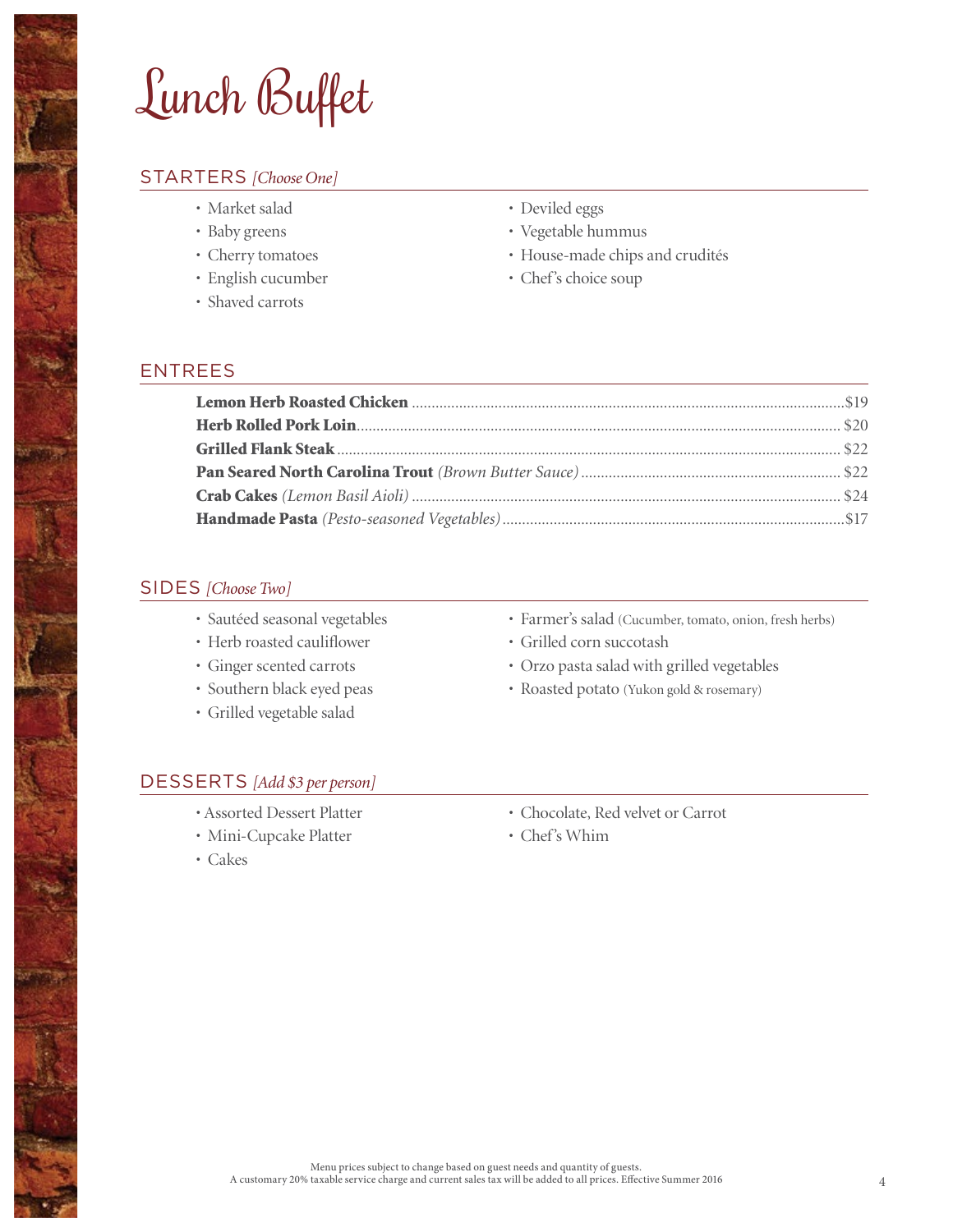# Lunch Buffet

## STARTERS *[Choose One]*

- Market salad
- Baby greens
- Cherry tomatoes
- English cucumber
- Shaved carrots
- Deviled eggs
- Vegetable hummus
- House-made chips and crudités
- Chef's choice soup

## ENTREES

**Lemon Herb Roasted Chicken** .......... $19

**Herb Rolled Pork Loin** .......... $20

**Grilled Flank Steak** .......... $22

**Pan Seared North Carolina Trout** *(Brown Butter Sauce)* .......... $22

**Crab Cakes** *(Lemon Basil Aioli)* .......... $24

**Handmade Pasta** *(Pesto-seasoned Vegetables)* .......... $17

## SIDES *[Choose Two]*

- Sautéed seasonal vegetables
- Herb roasted cauliflower
- Ginger scented carrots
- Southern black eyed peas
- Grilled vegetable salad
- Farmer's salad (Cucumber, tomato, onion, fresh herbs)
- Grilled corn succotash
- Orzo pasta salad with grilled vegetables
- Roasted potato (Yukon gold & rosemary)

## DESSERTS *[Add $3 per person]*

- Assorted Dessert Platter
- Mini-Cupcake Platter
- Cakes
- Chocolate, Red velvet or Carrot
- Chef's Whim

Menu prices subject to change based on guest needs and quantity of guests.
A customary 20% taxable service charge and current sales tax will be added to all prices. Effective Summer 2016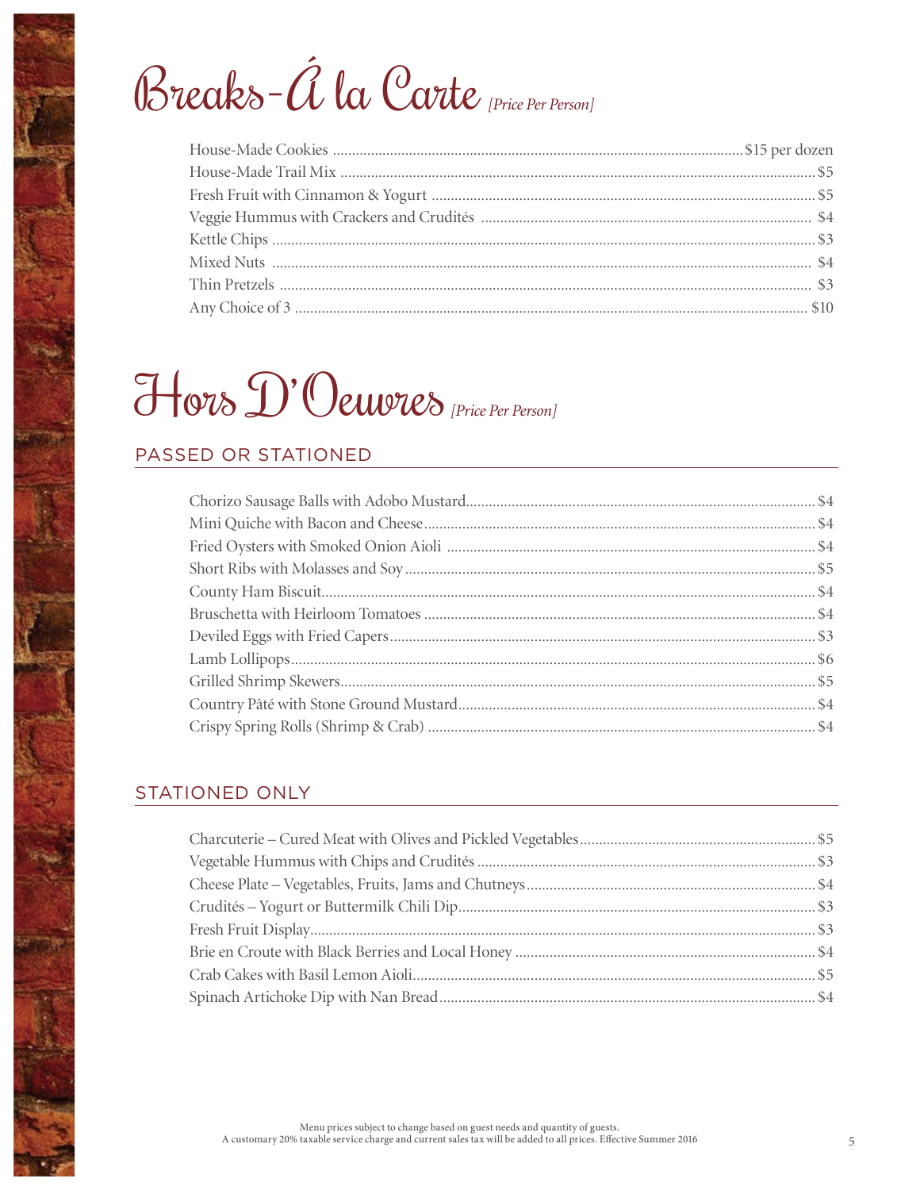# Breaks-Á la Carte *[Price Per Person]*

| Item | Price |
|---|---|
| House-Made Cookies | $15 per dozen |
| House-Made Trail Mix | $5 |
| Fresh Fruit with Cinnamon & Yogurt | $5 |
| Veggie Hummus with Crackers and Crudités | $4 |
| Kettle Chips | $3 |
| Mixed Nuts | $4 |
| Thin Pretzels | $3 |
| Any Choice of 3 | $10 |

# Hors D'Oeuvres *[Price Per Person]*

## PASSED OR STATIONED

| Item | Price |
|---|---|
| Chorizo Sausage Balls with Adobo Mustard | $4 |
| Mini Quiche with Bacon and Cheese | $4 |
| Fried Oysters with Smoked Onion Aioli | $4 |
| Short Ribs with Molasses and Soy | $5 |
| County Ham Biscuit | $4 |
| Bruschetta with Heirloom Tomatoes | $4 |
| Deviled Eggs with Fried Capers | $3 |
| Lamb Lollipops | $6 |
| Grilled Shrimp Skewers | $5 |
| Country Pâté with Stone Ground Mustard | $4 |
| Crispy Spring Rolls (Shrimp & Crab) | $4 |

## STATIONED ONLY

| Item | Price |
|---|---|
| Charcuterie – Cured Meat with Olives and Pickled Vegetables | $5 |
| Vegetable Hummus with Chips and Crudités | $3 |
| Cheese Plate – Vegetables, Fruits, Jams and Chutneys | $4 |
| Crudités – Yogurt or Buttermilk Chili Dip | $3 |
| Fresh Fruit Display | $3 |
| Brie en Croute with Black Berries and Local Honey | $4 |
| Crab Cakes with Basil Lemon Aioli | $5 |
| Spinach Artichoke Dip with Nan Bread | $4 |

Menu prices subject to change based on guest needs and quantity of guests.
A customary 20% taxable service charge and current sales tax will be added to all prices. Effective Summer 2016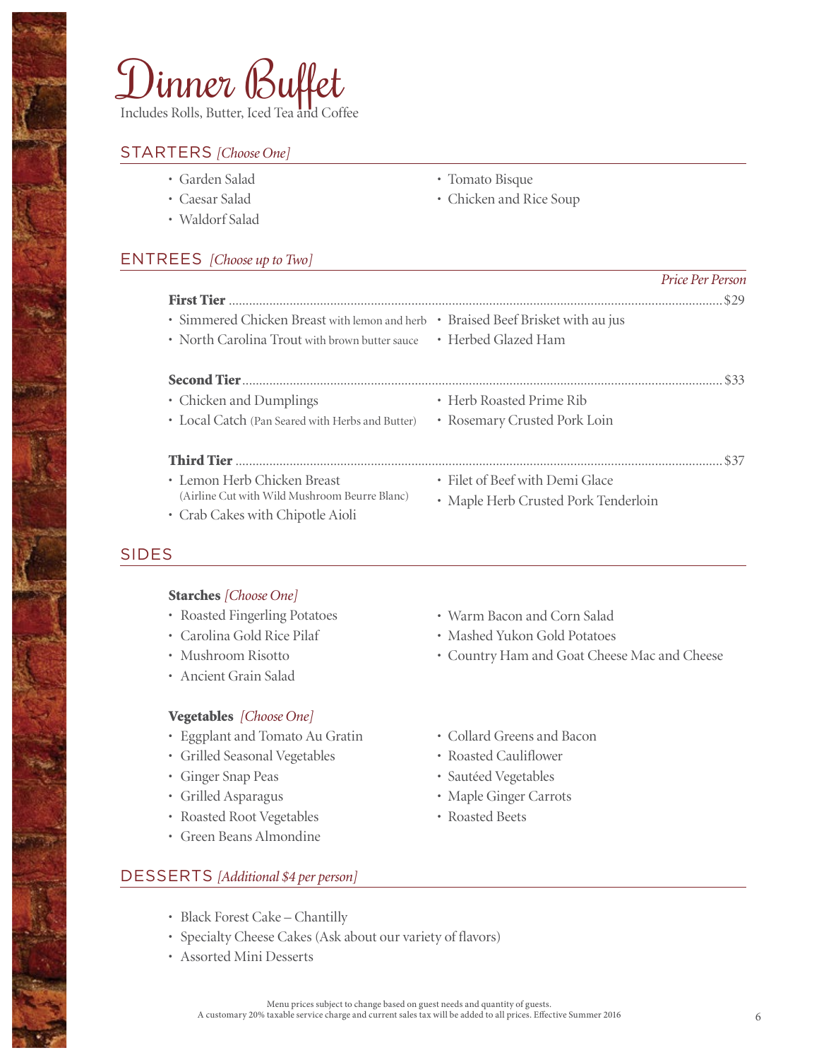# Dinner Buffet

Includes Rolls, Butter, Iced Tea and Coffee

## STARTERS *[Choose One]*

- Garden Salad
- Caesar Salad
- Waldorf Salad
- Tomato Bisque
- Chicken and Rice Soup

## ENTREES *[Choose up to Two]*

*Price Per Person*

**First Tier** ............................................................ $29

- Simmered Chicken Breast with lemon and herb
- North Carolina Trout with brown butter sauce
- Braised Beef Brisket with au jus
- Herbed Glazed Ham

**Second Tier** ............................................................ $33

- Chicken and Dumplings
- Local Catch (Pan Seared with Herbs and Butter)
- Herb Roasted Prime Rib
- Rosemary Crusted Pork Loin

**Third Tier** ............................................................ $37

- Lemon Herb Chicken Breast (Airline Cut with Wild Mushroom Beurre Blanc)
- Crab Cakes with Chipotle Aioli
- Filet of Beef with Demi Glace
- Maple Herb Crusted Pork Tenderloin

## SIDES

**Starches** *[Choose One]*

- Roasted Fingerling Potatoes
- Carolina Gold Rice Pilaf
- Mushroom Risotto
- Ancient Grain Salad
- Warm Bacon and Corn Salad
- Mashed Yukon Gold Potatoes
- Country Ham and Goat Cheese Mac and Cheese

**Vegetables** *[Choose One]*

- Eggplant and Tomato Au Gratin
- Grilled Seasonal Vegetables
- Ginger Snap Peas
- Grilled Asparagus
- Roasted Root Vegetables
- Green Beans Almondine
- Collard Greens and Bacon
- Roasted Cauliflower
- Sautéed Vegetables
- Maple Ginger Carrots
- Roasted Beets

## DESSERTS *[Additional $4 per person]*

- Black Forest Cake – Chantilly
- Specialty Cheese Cakes (Ask about our variety of flavors)
- Assorted Mini Desserts

Menu prices subject to change based on guest needs and quantity of guests.
A customary 20% taxable service charge and current sales tax will be added to all prices. Effective Summer 2016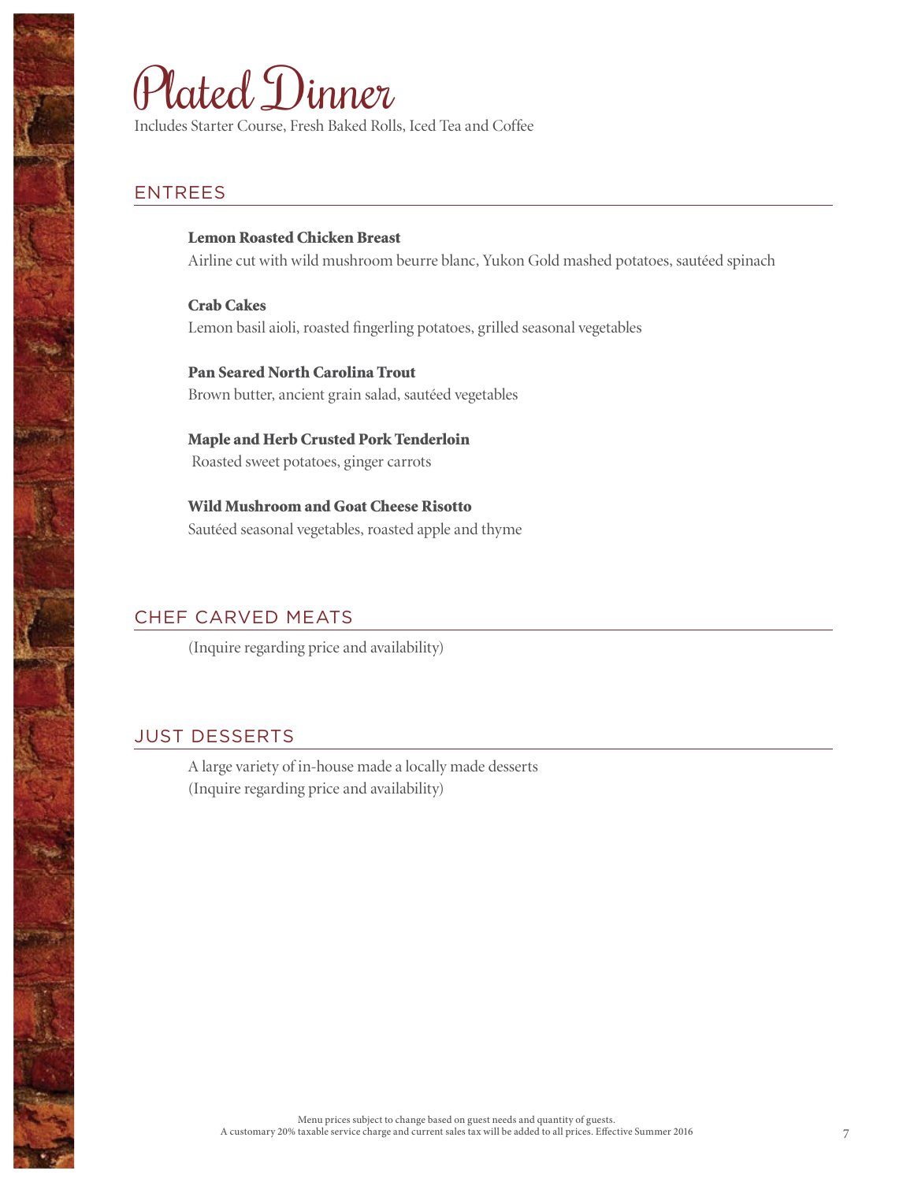# Plated Dinner

Includes Starter Course, Fresh Baked Rolls, Iced Tea and Coffee

## ENTREES

**Lemon Roasted Chicken Breast**
Airline cut with wild mushroom beurre blanc, Yukon Gold mashed potatoes, sautéed spinach

**Crab Cakes**
Lemon basil aioli, roasted fingerling potatoes, grilled seasonal vegetables

**Pan Seared North Carolina Trout**
Brown butter, ancient grain salad, sautéed vegetables

**Maple and Herb Crusted Pork Tenderloin**
Roasted sweet potatoes, ginger carrots

**Wild Mushroom and Goat Cheese Risotto**
Sautéed seasonal vegetables, roasted apple and thyme

## CHEF CARVED MEATS

(Inquire regarding price and availability)

## JUST DESSERTS

A large variety of in-house made a locally made desserts
(Inquire regarding price and availability)

Menu prices subject to change based on guest needs and quantity of guests.
A customary 20% taxable service charge and current sales tax will be added to all prices. Effective Summer 2016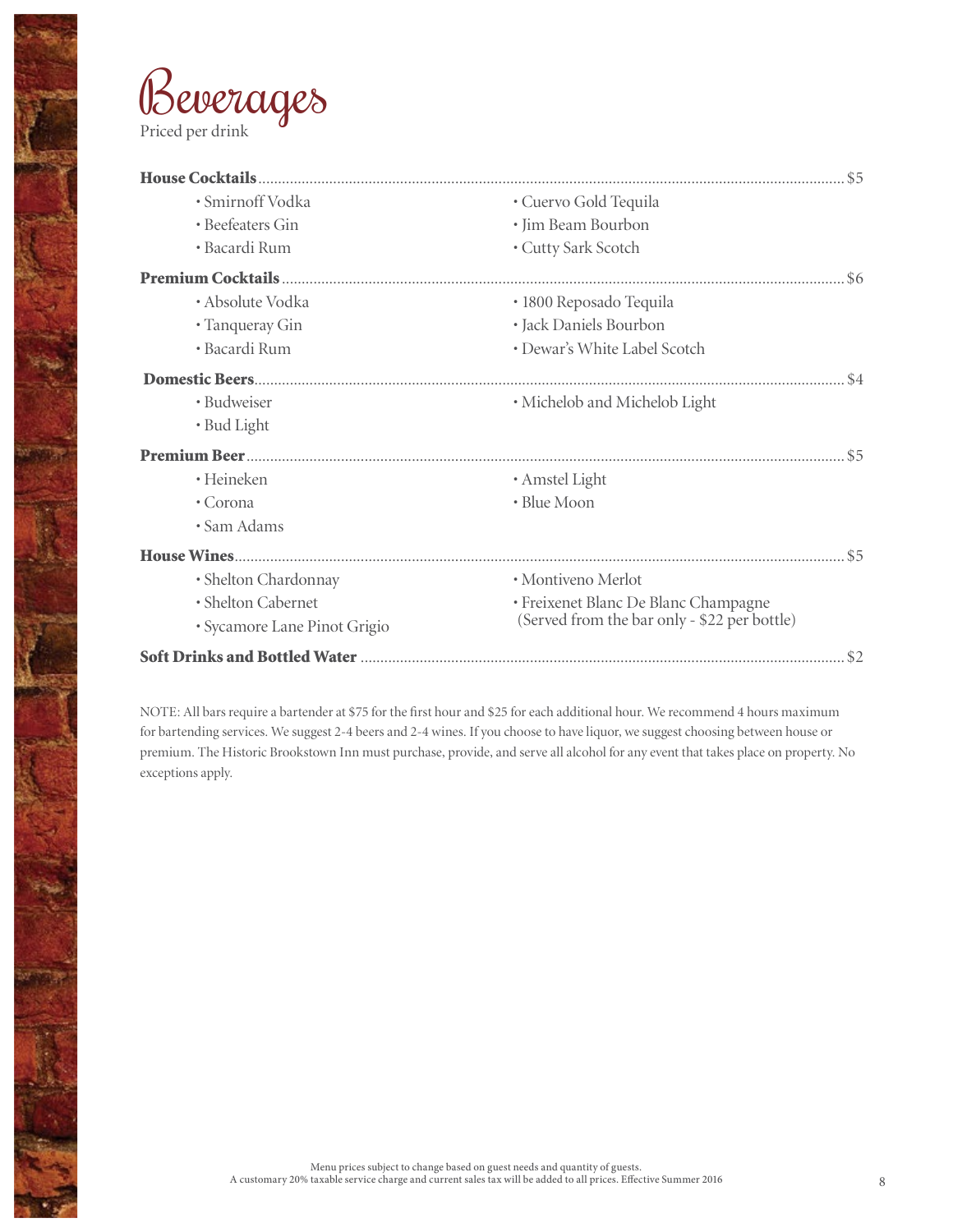# Beverages

Priced per drink

**House Cocktails** ........ $5

- Smirnoff Vodka
- Beefeaters Gin
- Bacardi Rum
- Cuervo Gold Tequila
- Jim Beam Bourbon
- Cutty Sark Scotch

**Premium Cocktails** ........ $6

- Absolute Vodka
- Tanqueray Gin
- Bacardi Rum
- 1800 Reposado Tequila
- Jack Daniels Bourbon
- Dewar's White Label Scotch

**Domestic Beers** ........ $4

- Budweiser
- Bud Light
- Michelob and Michelob Light

**Premium Beer** ........ $5

- Heineken
- Corona
- Sam Adams
- Amstel Light
- Blue Moon

**House Wines** ........ $5

- Shelton Chardonnay
- Shelton Cabernet
- Sycamore Lane Pinot Grigio
- Montiveno Merlot
- Freixenet Blanc De Blanc Champagne (Served from the bar only - $22 per bottle)

**Soft Drinks and Bottled Water** ........ $2

NOTE: All bars require a bartender at $75 for the first hour and $25 for each additional hour. We recommend 4 hours maximum for bartending services. We suggest 2-4 beers and 2-4 wines. If you choose to have liquor, we suggest choosing between house or premium. The Historic Brookstown Inn must purchase, provide, and serve all alcohol for any event that takes place on property. No exceptions apply.

Menu prices subject to change based on guest needs and quantity of guests.
A customary 20% taxable service charge and current sales tax will be added to all prices. Effective Summer 2016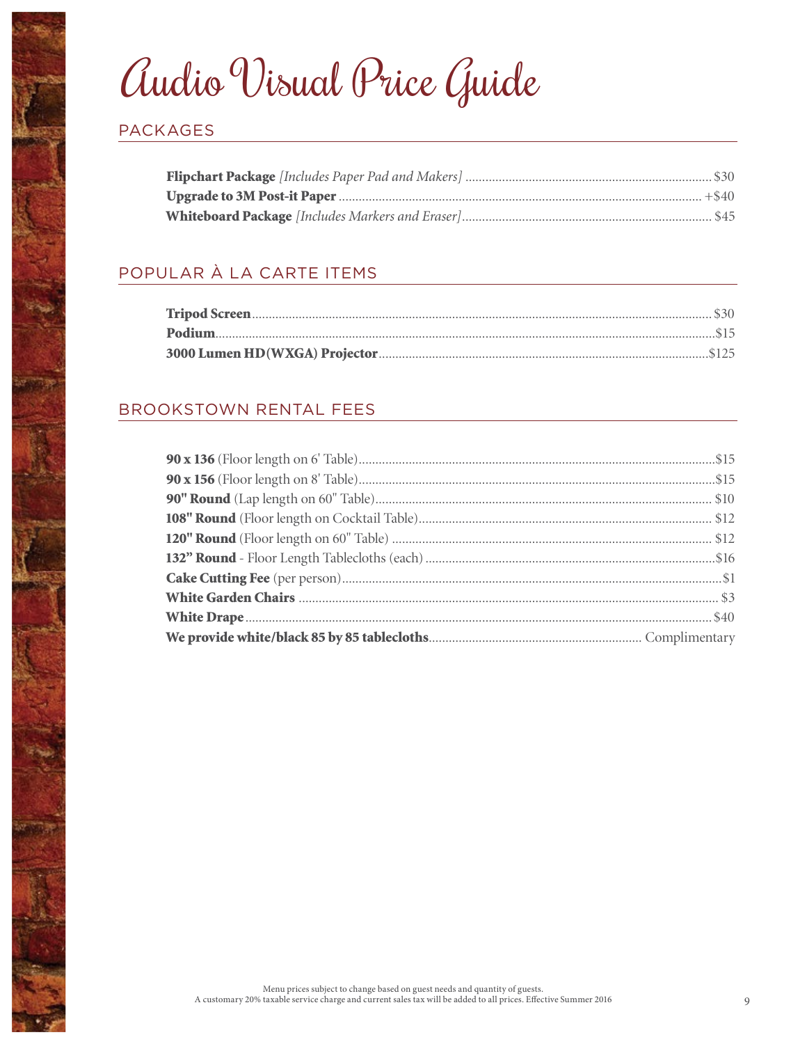# Audio Visual Price Guide

## PACKAGES

**Flipchart Package** *[Includes Paper Pad and Makers]* .......... $30
**Upgrade to 3M Post-it Paper** .......... +$40
**Whiteboard Package** *[Includes Markers and Eraser]* .......... $45

## POPULAR À LA CARTE ITEMS

**Tripod Screen** .......... $30
**Podium** .......... $15
**3000 Lumen HD(WXGA) Projector** .......... $125

## BROOKSTOWN RENTAL FEES

**90 x 136** (Floor length on 6' Table) .......... $15
**90 x 156** (Floor length on 8' Table) .......... $15
**90" Round** (Lap length on 60" Table) .......... $10
**108" Round** (Floor length on Cocktail Table) .......... $12
**120" Round** (Floor length on 60" Table) .......... $12
**132" Round** - Floor Length Tablecloths (each) .......... $16
**Cake Cutting Fee** (per person) .......... $1
**White Garden Chairs** .......... $3
**White Drape** .......... $40
**We provide white/black 85 by 85 tablecloths** .......... Complimentary

Menu prices subject to change based on guest needs and quantity of guests.
A customary 20% taxable service charge and current sales tax will be added to all prices. Effective Summer 2016